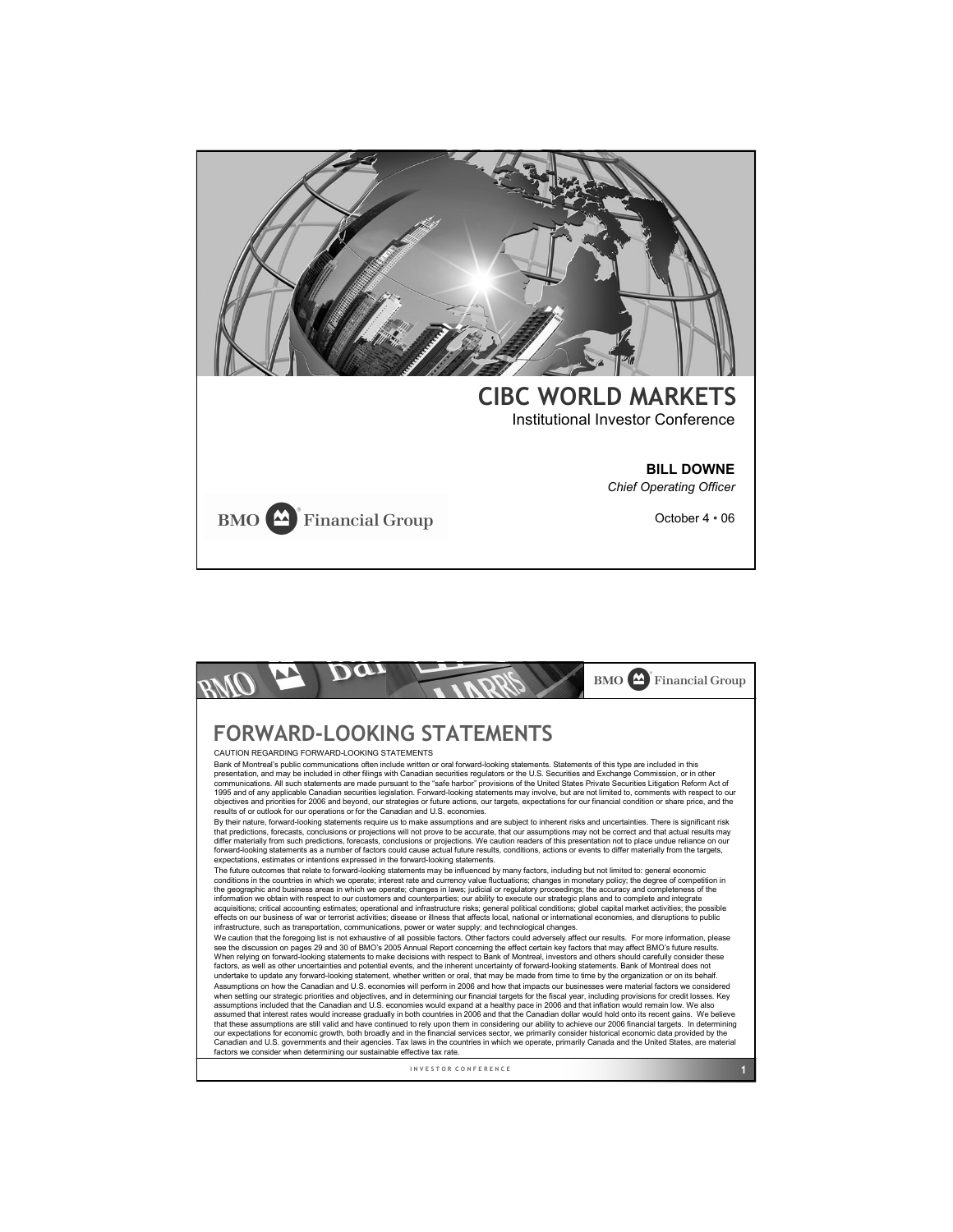# CIBC WORLD MARKETS

Institutional Investor Conference

**BILL DOWNE**

*Chief Operating Officer*

BMO Financial Group

October 4 • 06

---

BMO Financial Group

## FORWARD-LOOKING STATEMENTS

CAUTION REGARDING FORWARD-LOOKING STATEMENTS

Bank of Montreal's public communications often include written or oral forward-looking statements. Statements of this type are included in this presentation, and may be included in other filings with Canadian securities regulators or the U.S. Securities and Exchange Commission, or in other communications. All such statements are made pursuant to the "safe harbor" provisions of the United States Private Securities Litigation Reform Act of 1995 and of any applicable Canadian securities legislation. Forward-looking statements may involve, but are not limited to, comments with respect to our objectives and priorities for 2006 and beyond, our strategies or future actions, our targets, expectations for our financial condition or share price, and the results of or outlook for our operations or for the Canadian and U.S. economies.

By their nature, forward-looking statements require us to make assumptions and are subject to inherent risks and uncertainties. There is significant risk that predictions, forecasts, conclusions or projections will not prove to be accurate, that our assumptions may not be correct and that actual results may differ materially from such predictions, forecasts, conclusions or projections. We caution readers of this presentation not to place undue reliance on our forward-looking statements as a number of factors could cause actual future results, conditions, actions or events to differ materially from the targets, expectations, estimates or intentions expressed in the forward-looking statements.

The future outcomes that relate to forward-looking statements may be influenced by many factors, including but not limited to: general economic conditions in the countries in which we operate; interest rate and currency value fluctuations; changes in monetary policy; the degree of competition in the geographic and business areas in which we operate; changes in laws; judicial or regulatory proceedings; the accuracy and completeness of the information we obtain with respect to our customers and counterparties; our ability to execute our strategic plans and to complete and integrate acquisitions; critical accounting estimates; operational and infrastructure risks; general political conditions; global capital market activities; the possible effects on our business of war or terrorist activities; disease or illness that affects local, national or international economies, and disruptions to public infrastructure, such as transportation, communications, power or water supply; and technological changes.

We caution that the foregoing list is not exhaustive of all possible factors. Other factors could adversely affect our results. For more information, please see the discussion on pages 29 and 30 of BMO's 2005 Annual Report concerning the effect certain key factors that may affect BMO's future results. When relying on forward-looking statements to make decisions with respect to Bank of Montreal, investors and others should carefully consider these factors, as well as other uncertainties and potential events, and the inherent uncertainty of forward-looking statements. Bank of Montreal does not undertake to update any forward-looking statement, whether written or oral, that may be made from time to time by the organization or on its behalf.

Assumptions on how the Canadian and U.S. economies will perform in 2006 and how that impacts our businesses were material factors we considered when setting our strategic priorities and objectives, and in determining our financial targets for the fiscal year, including provisions for credit losses. Key assumptions included that the Canadian and U.S. economies would expand at a healthy pace in 2006 and that inflation would remain low. We also assumed that interest rates would increase gradually in both countries in 2006 and that the Canadian dollar would hold onto its recent gains. We believe that these assumptions are still valid and have continued to rely upon them in considering our ability to achieve our 2006 financial targets. In determining our expectations for economic growth, both broadly and in the financial services sector, we primarily consider historical economic data provided by the Canadian and U.S. governments and their agencies. Tax laws in the countries in which we operate, primarily Canada and the United States, are material factors we consider when determining our sustainable effective tax rate.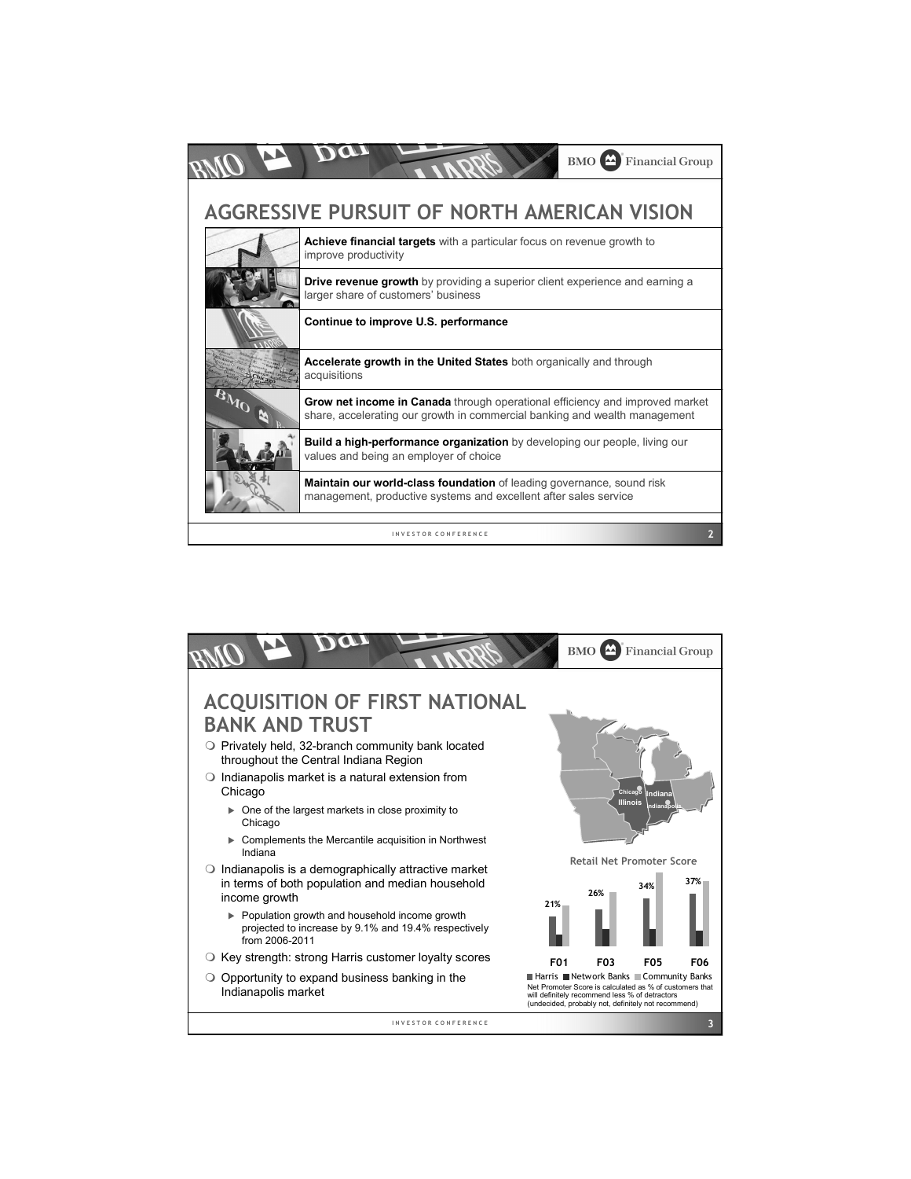## AGGRESSIVE PURSUIT OF NORTH AMERICAN VISION

- **Achieve financial targets** with a particular focus on revenue growth to improve productivity
- **Drive revenue growth** by providing a superior client experience and earning a larger share of customers' business
- **Continue to improve U.S. performance**
- **Accelerate growth in the United States** both organically and through acquisitions
- **Grow net income in Canada** through operational efficiency and improved market share, accelerating our growth in commercial banking and wealth management
- **Build a high-performance organization** by developing our people, living our values and being an employer of choice
- **Maintain our world-class foundation** of leading governance, sound risk management, productive systems and excellent after sales service

## ACQUISITION OF FIRST NATIONAL BANK AND TRUST

- Privately held, 32-branch community bank located throughout the Central Indiana Region
- Indianapolis market is a natural extension from Chicago
  - One of the largest markets in close proximity to Chicago
  - Complements the Mercantile acquisition in Northwest Indiana
- Indianapolis is a demographically attractive market in terms of both population and median household income growth
  - Population growth and household income growth projected to increase by 9.1% and 19.4% respectively from 2006-2011
- Key strength: strong Harris customer loyalty scores
- Opportunity to expand business banking in the Indianapolis market

**Retail Net Promoter Score**

| | F01 | F03 | F05 | F06 |
|---|---|---|---|---|
| Harris | 21% | 26% | 34% | 37% |

Harris / Network Banks / Community Banks

Net Promoter Score is calculated as % of customers that will definitely recommend less % of detractors (undecided, probably not, definitely not recommend)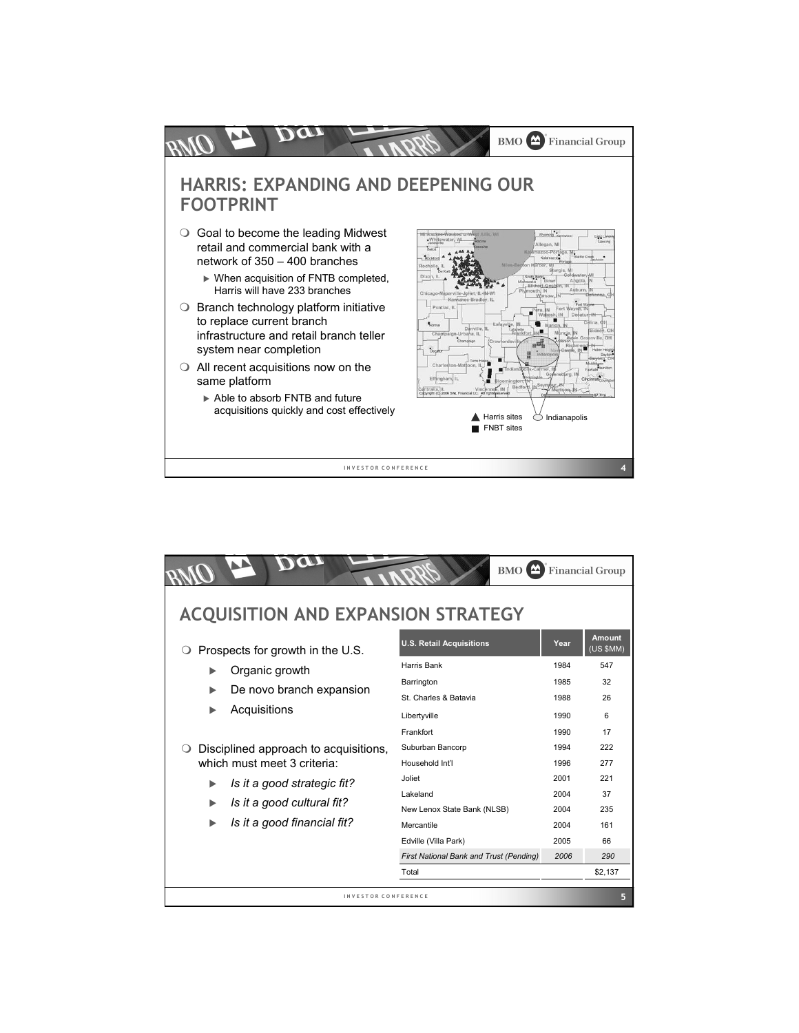## HARRIS: EXPANDING AND DEEPENING OUR FOOTPRINT

- Goal to become the leading Midwest retail and commercial bank with a network of 350 – 400 branches
  - When acquisition of FNTB completed, Harris will have 233 branches
- Branch technology platform initiative to replace current branch infrastructure and retail branch teller system near completion
- All recent acquisitions now on the same platform
  - Able to absorb FNTB and future acquisitions quickly and cost effectively

▲ Harris sites ◯ Indianapolis
■ FNBT sites

## ACQUISITION AND EXPANSION STRATEGY

- Prospects for growth in the U.S.
  - Organic growth
  - De novo branch expansion
  - Acquisitions
- Disciplined approach to acquisitions, which must meet 3 criteria:
  - *Is it a good strategic fit?*
  - *Is it a good cultural fit?*
  - *Is it a good financial fit?*

| U.S. Retail Acquisitions | Year | Amount (US $MM) |
|---|---|---|
| Harris Bank | 1984 | 547 |
| Barrington | 1985 | 32 |
| St. Charles & Batavia | 1988 | 26 |
| Libertyville | 1990 | 6 |
| Frankfort | 1990 | 17 |
| Suburban Bancorp | 1994 | 222 |
| Household Int'l | 1996 | 277 |
| Joliet | 2001 | 221 |
| Lakeland | 2004 | 37 |
| New Lenox State Bank (NLSB) | 2004 | 235 |
| Mercantile | 2004 | 161 |
| Edville (Villa Park) | 2005 | 66 |
| *First National Bank and Trust (Pending)* | *2006* | *290* |
| Total | | $2,137 |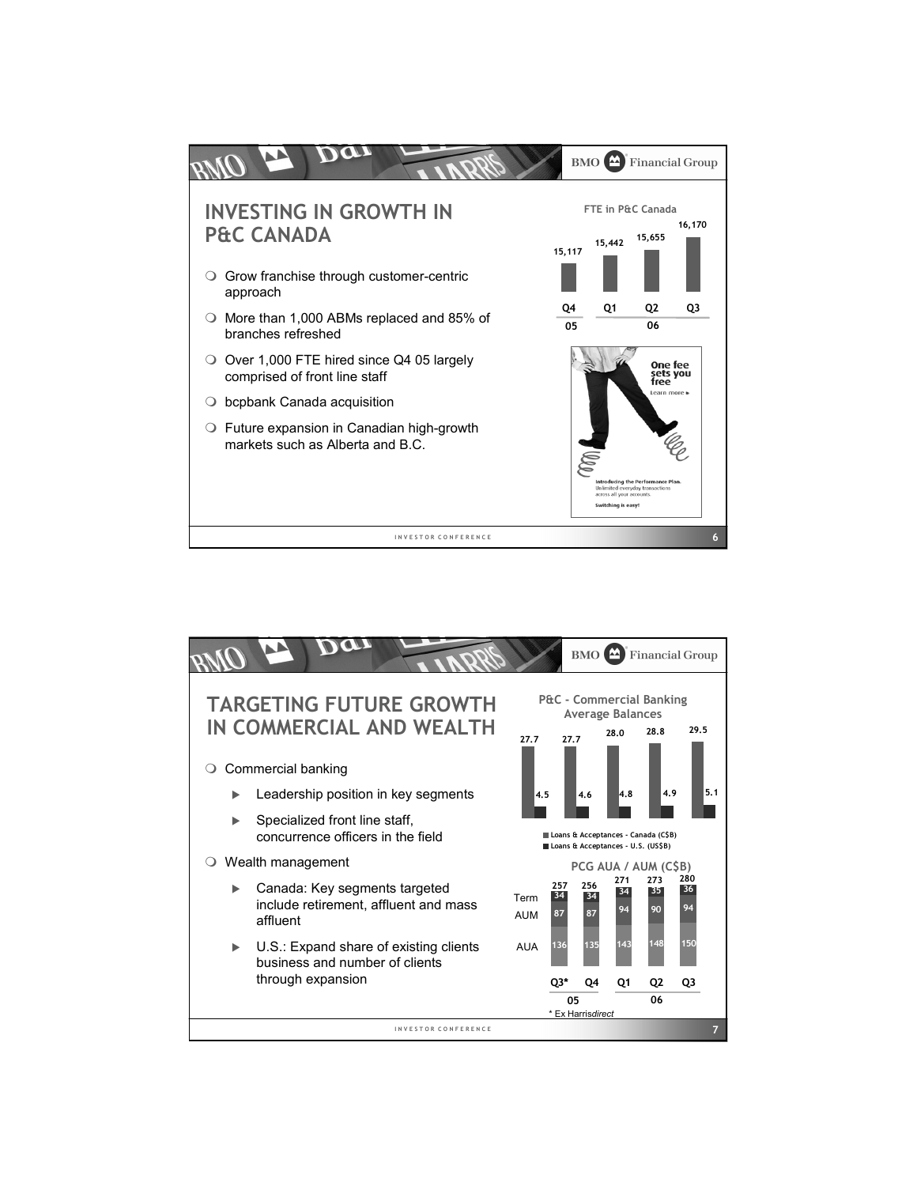## INVESTING IN GROWTH IN P&C CANADA

- Grow franchise through customer-centric approach
- More than 1,000 ABMs replaced and 85% of branches refreshed
- Over 1,000 FTE hired since Q4 05 largely comprised of front line staff
- bcpbank Canada acquisition
- Future expansion in Canadian high-growth markets such as Alberta and B.C.

**FTE in P&C Canada**

| Q4 05 | Q1 06 | Q2 06 | Q3 06 |
|---|---|---|---|
| 15,117 | 15,442 | 15,655 | 16,170 |

One fee sets you free
Learn more ▸
Introducing the Performance Plan. Unlimited everyday transactions across all your accounts.
Switching is easy!

## TARGETING FUTURE GROWTH IN COMMERCIAL AND WEALTH

- Commercial banking
  - Leadership position in key segments
  - Specialized front line staff, concurrence officers in the field
- Wealth management
  - Canada: Key segments targeted include retirement, affluent and mass affluent
  - U.S.: Expand share of existing clients business and number of clients through expansion

**P&C - Commercial Banking Average Balances**

| | Loans & Acceptances - Canada (C$B) | Loans & Acceptances - U.S. (US$B) |
|---|---|---|
| 1 | 27.7 | 4.5 |
| 2 | 27.7 | 4.6 |
| 3 | 28.0 | 4.8 |
| 4 | 28.8 | 4.9 |
| 5 | 29.5 | 5.1 |

**PCG AUA / AUM (C$B)**

| | Q3* 05 | Q4 05 | Q1 06 | Q2 06 | Q3 06 |
|---|---|---|---|---|---|
| Term | 34 | 34 | 34 | 35 | 36 |
| AUM | 87 | 87 | 94 | 90 | 94 |
| AUA | 136 | 135 | 143 | 148 | 150 |
| Total | 257 | 256 | 271 | 273 | 280 |

\* Ex Harris*direct*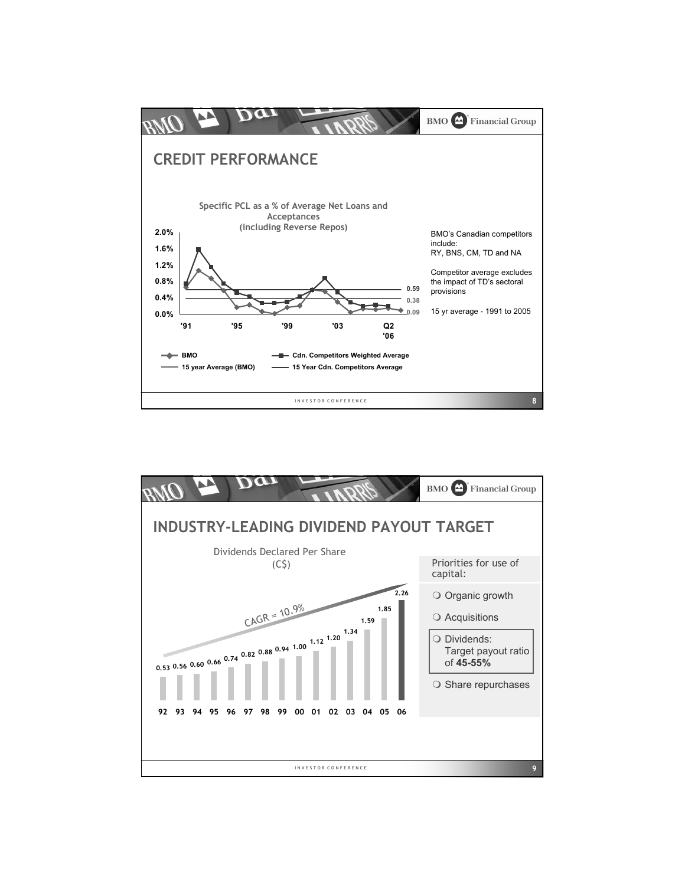# CREDIT PERFORMANCE

**Specific PCL as a % of Average Net Loans and Acceptances (including Reverse Repos)**

2.0%
1.6%
1.2%
0.8%
0.4%
0.0%

'91 '95 '99 '03 Q2 '06

0.59
0.38
0.09

- BMO
- Cdn. Competitors Weighted Average
- 15 year Average (BMO)
- 15 Year Cdn. Competitors Average

BMO's Canadian competitors include:
RY, BNS, CM, TD and NA

Competitor average excludes the impact of TD's sectoral provisions

15 yr average - 1991 to 2005

# INDUSTRY-LEADING DIVIDEND PAYOUT TARGET

Dividends Declared Per Share (C$)

CAGR = 10.9%

| 92 | 93 | 94 | 95 | 96 | 97 | 98 | 99 | 00 | 01 | 02 | 03 | 04 | 05 | 06 |
|---|---|---|---|---|---|---|---|---|---|---|---|---|---|---|
| 0.53 | 0.56 | 0.60 | 0.66 | 0.74 | 0.82 | 0.88 | 0.94 | 1.00 | 1.12 | 1.20 | 1.34 | 1.59 | 1.85 | 2.26 |

Priorities for use of capital:

- Organic growth
- Acquisitions
- Dividends: Target payout ratio of **45-55%**
- Share repurchases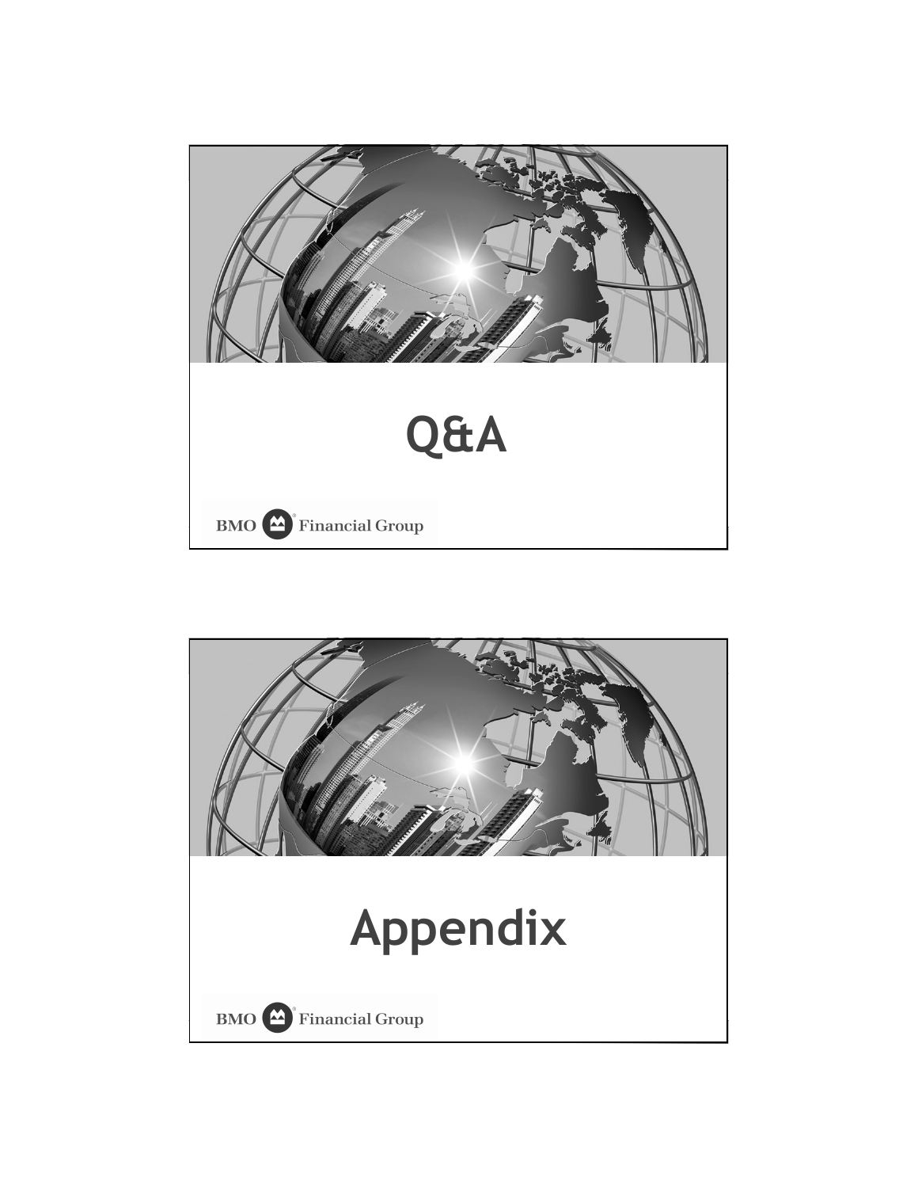# Q&A

BMO Financial Group

# Appendix

BMO Financial Group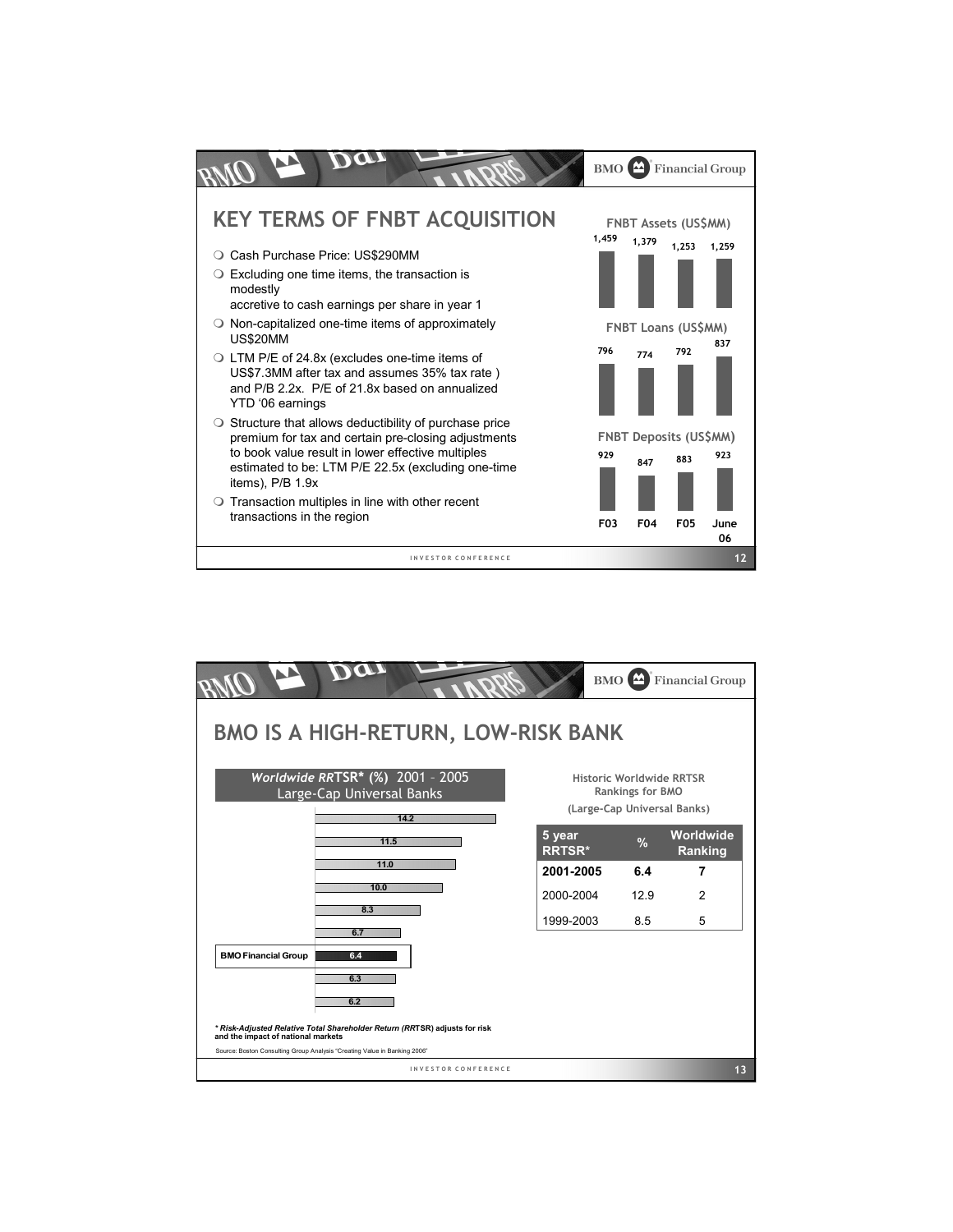## KEY TERMS OF FNBT ACQUISITION

- Cash Purchase Price: US$290MM
- Excluding one time items, the transaction is modestly accretive to cash earnings per share in year 1
- Non-capitalized one-time items of approximately US$20MM
- LTM P/E of 24.8x (excludes one-time items of US$7.3MM after tax and assumes 35% tax rate ) and P/B 2.2x. P/E of 21.8x based on annualized YTD '06 earnings
- Structure that allows deductibility of purchase price premium for tax and certain pre-closing adjustments to book value result in lower effective multiples estimated to be: LTM P/E 22.5x (excluding one-time items), P/B 1.9x
- Transaction multiples in line with other recent transactions in the region

| | F03 | F04 | F05 | June 06 |
|---|---|---|---|---|
| FNBT Assets (US$MM) | 1,459 | 1,379 | 1,253 | 1,259 |
| FNBT Loans (US$MM) | 796 | 774 | 792 | 837 |
| FNBT Deposits (US$MM) | 929 | 847 | 883 | 923 |

## BMO IS A HIGH-RETURN, LOW-RISK BANK

*Worldwide RR*TSR* (%) 2001 – 2005 Large-Cap Universal Banks

| | RRTSR (%) |
|---|---|
| | 14.2 |
| | 11.5 |
| | 11.0 |
| | 10.0 |
| | 8.3 |
| | 6.7 |
| BMO Financial Group | 6.4 |
| | 6.3 |
| | 6.2 |

Historic Worldwide RRTSR Rankings for BMO (Large-Cap Universal Banks)

| 5 year RRTSR* | % | Worldwide Ranking |
|---|---|---|
| **2001-2005** | **6.4** | **7** |
| 2000-2004 | 12.9 | 2 |
| 1999-2003 | 8.5 | 5 |

*** *Risk-Adjusted Relative Total Shareholder Return (RR*TSR) adjusts for risk and the impact of national markets**

Source: Boston Consulting Group Analysis "Creating Value in Banking 2006"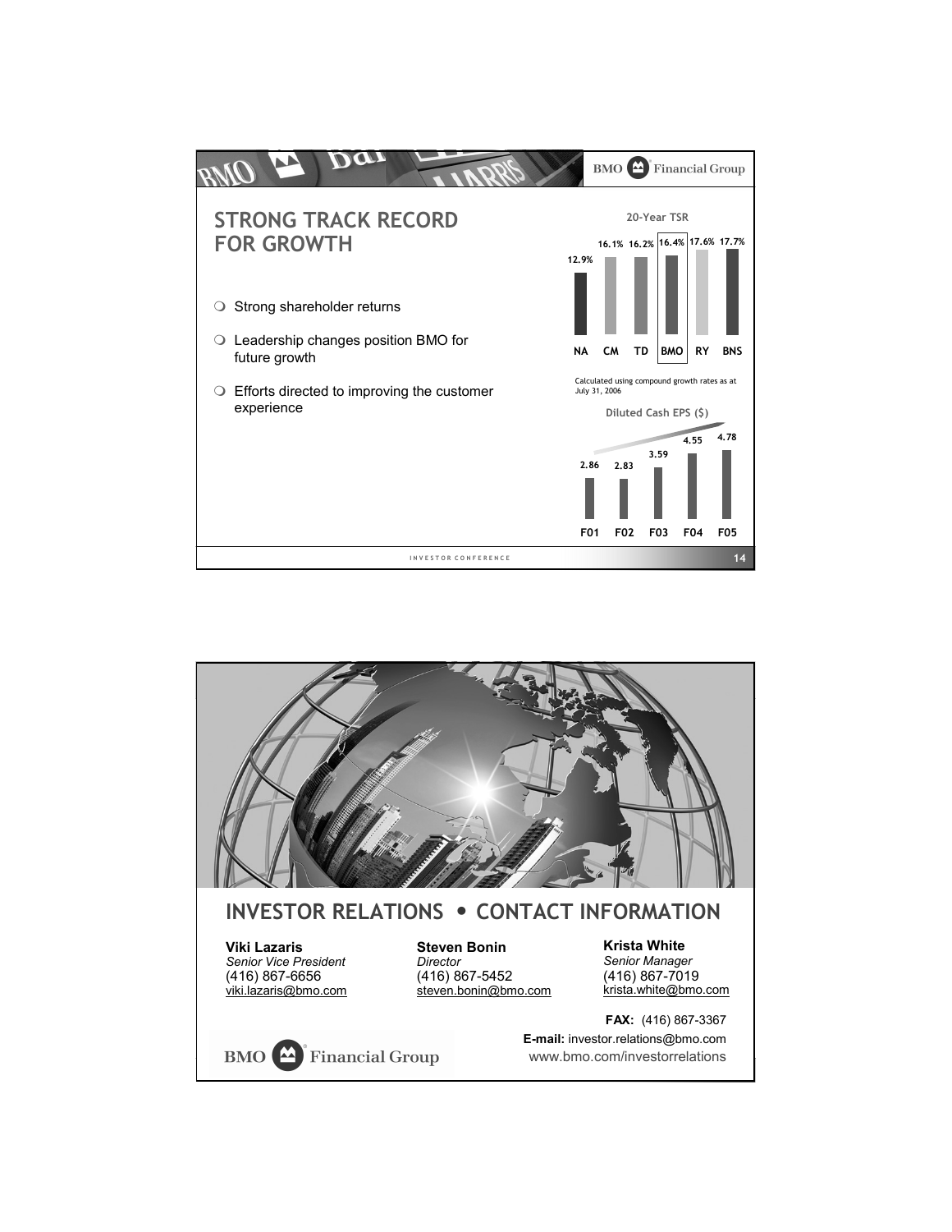## STRONG TRACK RECORD FOR GROWTH

- Strong shareholder returns
- Leadership changes position BMO for future growth
- Efforts directed to improving the customer experience

20-Year TSR

12.9% 16.1% 16.2% 16.4% 17.6% 17.7%

NA CM TD BMO RY BNS

Calculated using compound growth rates as at July 31, 2006

Diluted Cash EPS ($)

2.86 2.83 3.59 4.55 4.78

F01 F02 F03 F04 F05

## INVESTOR RELATIONS • CONTACT INFORMATION

**Viki Lazaris**
*Senior Vice President*
(416) 867-6656
viki.lazaris@bmo.com

**Steven Bonin**
*Director*
(416) 867-5452
steven.bonin@bmo.com

**Krista White**
*Senior Manager*
(416) 867-7019
krista.white@bmo.com

**FAX:** (416) 867-3367
**E-mail:** investor.relations@bmo.com
www.bmo.com/investorrelations

BMO Financial Group